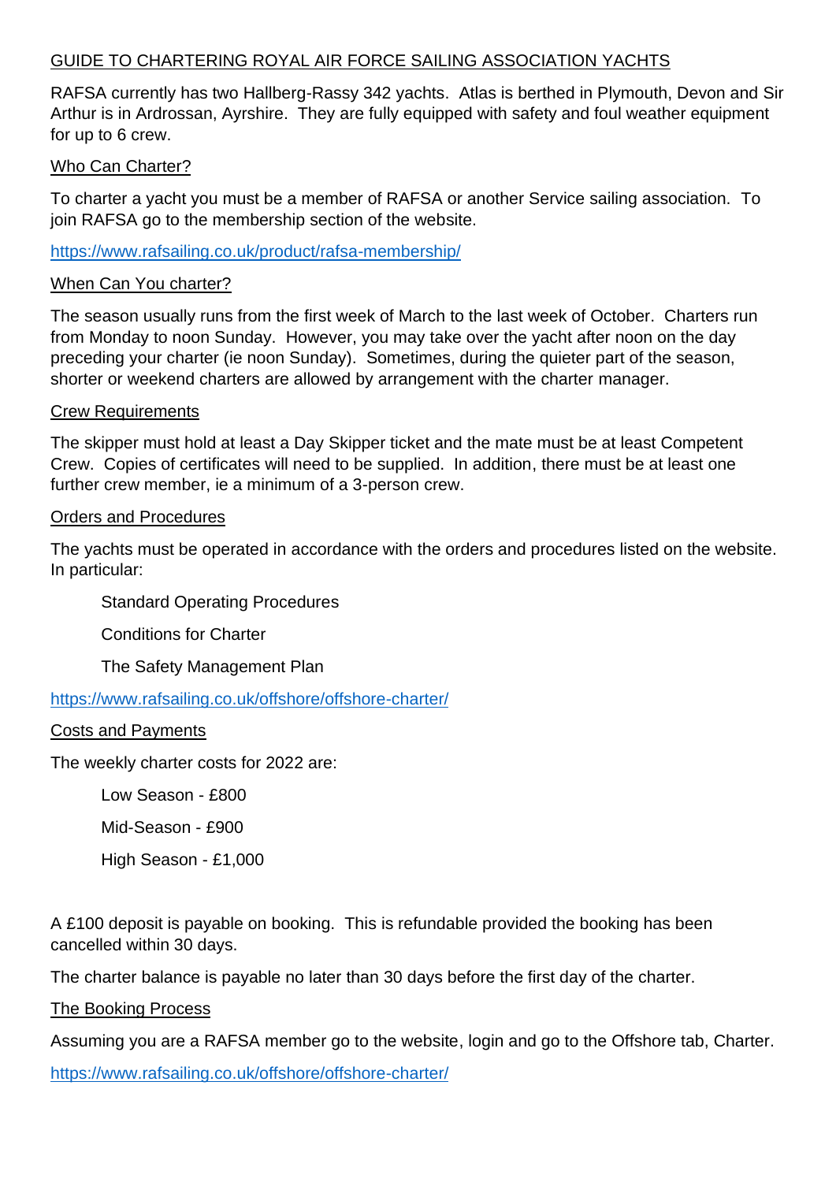# GUIDE TO CHARTERING ROYAL AIR FORCE SAILING ASSOCIATION YACHTS

RAFSA currently has two Hallberg-Rassy 342 yachts. Atlas is berthed in Plymouth, Devon and Sir Arthur is in Ardrossan, Ayrshire. They are fully equipped with safety and foul weather equipment for up to 6 crew.

## Who Can Charter?

To charter a yacht you must be a member of RAFSA or another Service sailing association. To join RAFSA go to the membership section of the website.

https://www.rafsailing.co.uk/product/rafsa-membership/

## When Can You charter?

The season usually runs from the first week of March to the last week of October. Charters run from Monday to noon Sunday. However, you may take over the yacht after noon on the day preceding your charter (ie noon Sunday). Sometimes, during the quieter part of the season, shorter or weekend charters are allowed by arrangement with the charter manager.

## Crew Requirements

The skipper must hold at least a Day Skipper ticket and the mate must be at least Competent Crew. Copies of certificates will need to be supplied. In addition, there must be at least one further crew member, ie a minimum of a 3-person crew.

## Orders and Procedures

The yachts must be operated in accordance with the orders and procedures listed on the website. In particular:

- Standard Operating Procedures
- Conditions for Charter
- The Safety Management Plan

https://www.rafsailing.co.uk/offshore/offshore-charter/

## Costs and Payments

The weekly charter costs for 2022 are:

- Low Season - £800
- Mid-Season - £900
- High Season - £1,000

A £100 deposit is payable on booking. This is refundable provided the booking has been cancelled within 30 days.

The charter balance is payable no later than 30 days before the first day of the charter.

## The Booking Process

Assuming you are a RAFSA member go to the website, login and go to the Offshore tab, Charter.

https://www.rafsailing.co.uk/offshore/offshore-charter/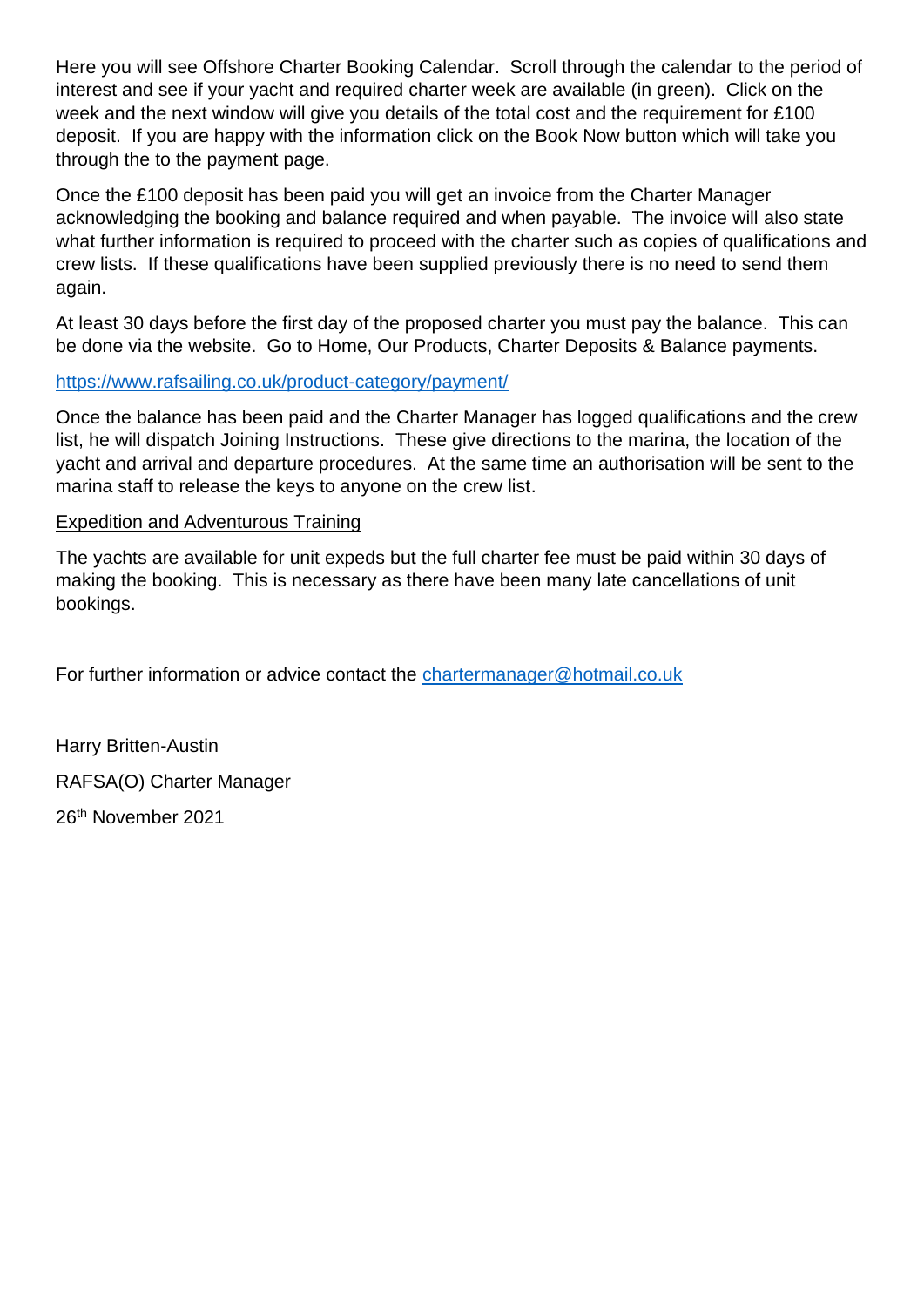Here you will see Offshore Charter Booking Calendar. Scroll through the calendar to the period of interest and see if your yacht and required charter week are available (in green). Click on the week and the next window will give you details of the total cost and the requirement for £100 deposit. If you are happy with the information click on the Book Now button which will take you through the to the payment page.

Once the £100 deposit has been paid you will get an invoice from the Charter Manager acknowledging the booking and balance required and when payable. The invoice will also state what further information is required to proceed with the charter such as copies of qualifications and crew lists. If these qualifications have been supplied previously there is no need to send them again.

At least 30 days before the first day of the proposed charter you must pay the balance. This can be done via the website. Go to Home, Our Products, Charter Deposits & Balance payments.

https://www.rafsailing.co.uk/product-category/payment/

Once the balance has been paid and the Charter Manager has logged qualifications and the crew list, he will dispatch Joining Instructions. These give directions to the marina, the location of the yacht and arrival and departure procedures. At the same time an authorisation will be sent to the marina staff to release the keys to anyone on the crew list.

Expedition and Adventurous Training

The yachts are available for unit expeds but the full charter fee must be paid within 30 days of making the booking. This is necessary as there have been many late cancellations of unit bookings.

For further information or advice contact the chartermanager@hotmail.co.uk

Harry Britten-Austin

RAFSA(O) Charter Manager

26th November 2021